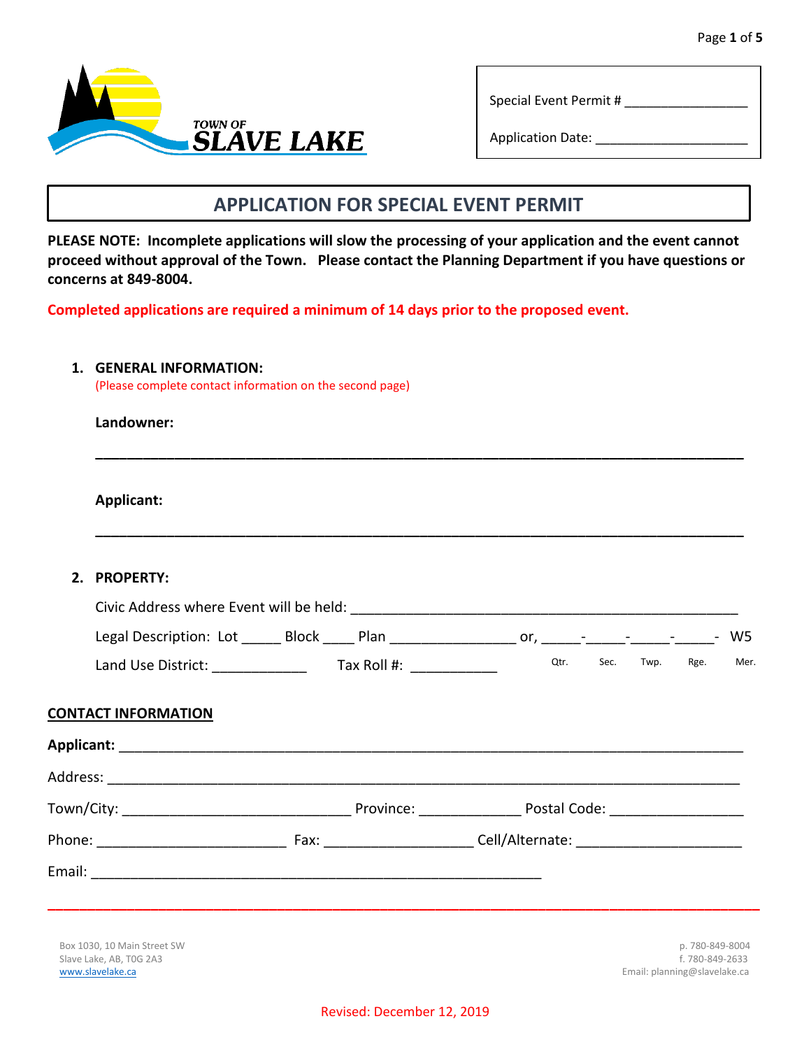TOWN OF SLAVE LAKE

Special Event Permit # ________________

Application Date: ____________________

# APPLICATION FOR SPECIAL EVENT PERMIT

**PLEASE NOTE: Incomplete applications will slow the processing of your application and the event cannot proceed without approval of the Town. Please contact the Planning Department if you have questions or concerns at 849-8004.**

**Completed applications are required a minimum of 14 days prior to the proposed event.**

1. **GENERAL INFORMATION:**
   (Please complete contact information on the second page)

   **Landowner:**

   ______________________________________________________________________________

   **Applicant:**

   ______________________________________________________________________________

2. **PROPERTY:**

   Civic Address where Event will be held: ______________________________________________

   Legal Description: Lot _____ Block ____ Plan ________________ or, _____-_____-_____-_____- W5

   Qtr. Sec. Twp. Rge. Mer.

   Land Use District: ____________ Tax Roll #: ___________

## CONTACT INFORMATION

**Applicant:** ______________________________________________________________________________

Address: ______________________________________________________________________________

Town/City: _____________________________ Province: _____________ Postal Code: _________________

Phone: ________________________ Fax: ___________________ Cell/Alternate: _____________________

Email: ___________________________________________________________

Box 1030, 10 Main Street SW
Slave Lake, AB, T0G 2A3
www.slavelake.ca

p. 780-849-8004
f. 780-849-2633
Email: planning@slavelake.ca

Revised: December 12, 2019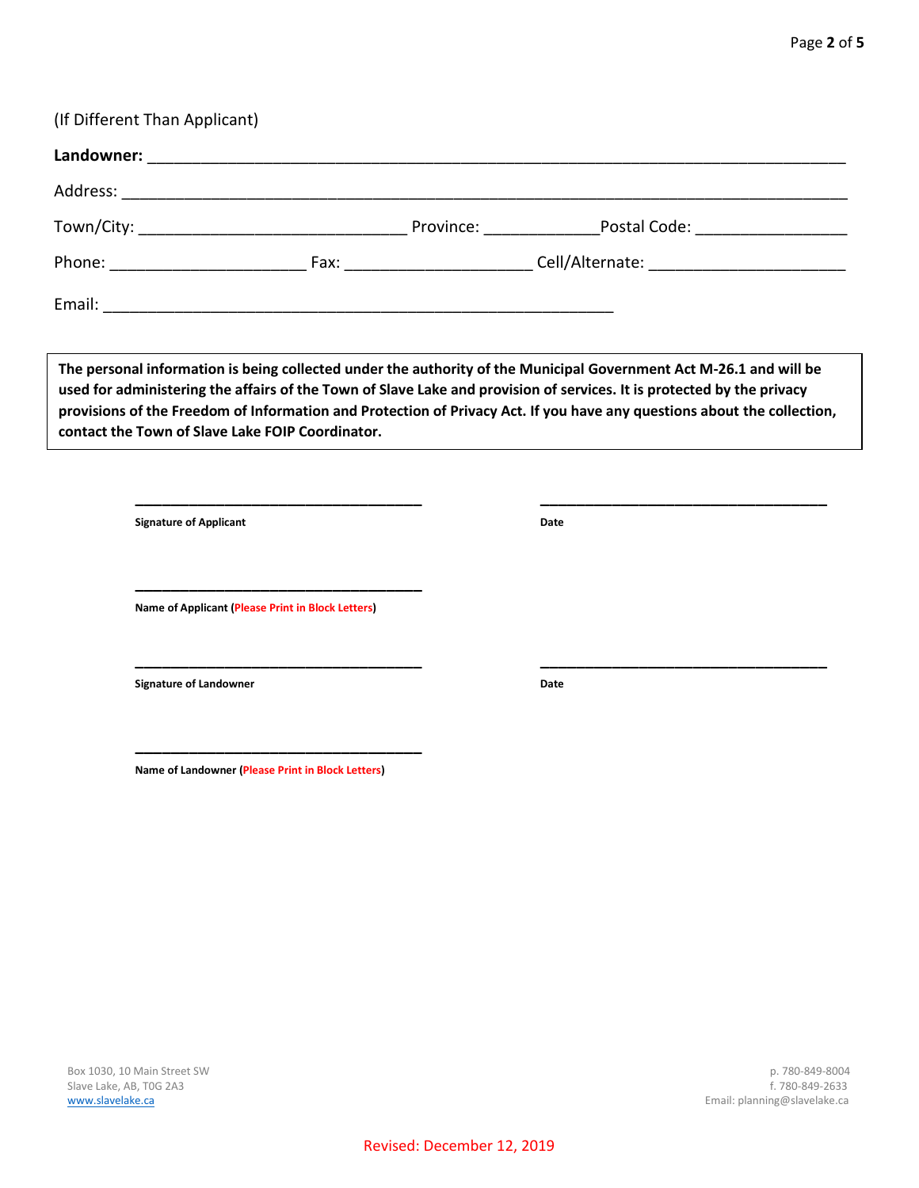(If Different Than Applicant)

**Landowner:** ______________________________________________________________________________

Address: ________________________________________________________________________________

Town/City: ______________________________ Province: _____________ Postal Code: _________________

Phone: ______________________ Fax: _____________________ Cell/Alternate: ______________________

Email: _________________________________________________________

**The personal information is being collected under the authority of the Municipal Government Act M-26.1 and will be used for administering the affairs of the Town of Slave Lake and provision of services. It is protected by the privacy provisions of the Freedom of Information and Protection of Privacy Act. If you have any questions about the collection, contact the Town of Slave Lake FOIP Coordinator.**

________________________________ ________________________________

**Signature of Applicant** **Date**

________________________________

**Name of Applicant (Please Print in Block Letters)**

________________________________ ________________________________

**Signature of Landowner** **Date**

________________________________

**Name of Landowner (Please Print in Block Letters)**

Box 1030, 10 Main Street SW
Slave Lake, AB, T0G 2A3
www.slavelake.ca

p. 780-849-8004
f. 780-849-2633
Email: planning@slavelake.ca

Revised: December 12, 2019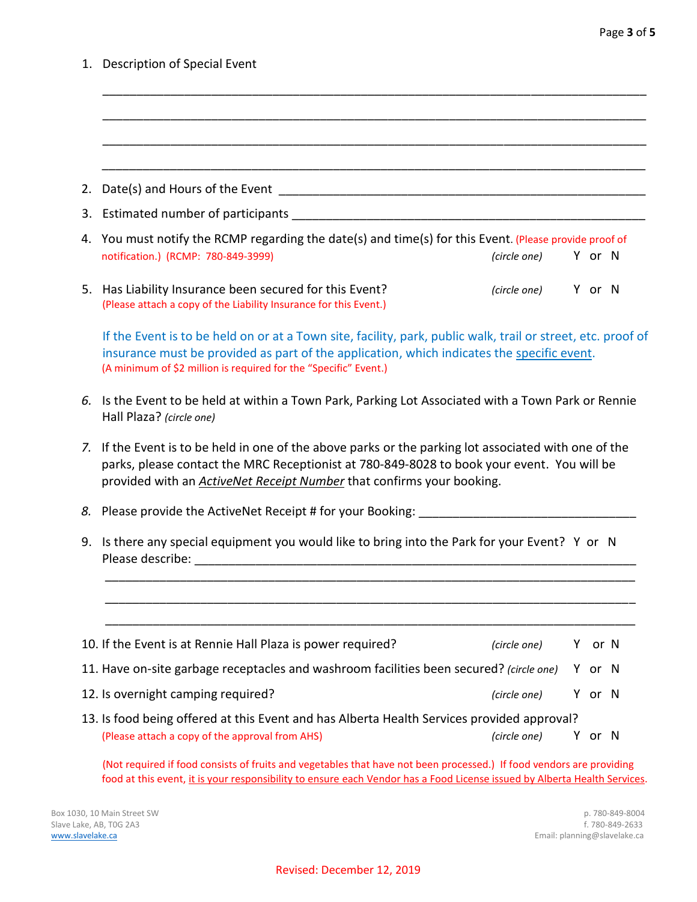1. Description of Special Event

______________________________________________________________________________

______________________________________________________________________________

______________________________________________________________________________

______________________________________________________________________________

2. Date(s) and Hours of the Event ______________________________________________________

3. Estimated number of participants ____________________________________________________

4. You must notify the RCMP regarding the date(s) and time(s) for this Event. (Please provide proof of notification.) (RCMP: 780-849-3999) *(circle one)* Y or N

5. Has Liability Insurance been secured for this Event? *(circle one)* Y or N
   (Please attach a copy of the Liability Insurance for this Event.)

   If the Event is to be held on or at a Town site, facility, park, public walk, trail or street, etc. proof of insurance must be provided as part of the application, which indicates the specific event.
   (A minimum of $2 million is required for the "Specific" Event.)

6. Is the Event to be held at within a Town Park, Parking Lot Associated with a Town Park or Rennie Hall Plaza? *(circle one)*

7. If the Event is to be held in one of the above parks or the parking lot associated with one of the parks, please contact the MRC Receptionist at 780-849-8028 to book your event. You will be provided with an ***ActiveNet Receipt Number*** that confirms your booking.

8. Please provide the ActiveNet Receipt # for your Booking: ________________________________

9. Is there any special equipment you would like to bring into the Park for your Event? Y or N
   Please describe: __________________________________________________________________

   ______________________________________________________________________________

   ______________________________________________________________________________

   ______________________________________________________________________________

10. If the Event is at Rennie Hall Plaza is power required? *(circle one)* Y or N

11. Have on-site garbage receptacles and washroom facilities been secured? *(circle one)* Y or N

12. Is overnight camping required? *(circle one)* Y or N

13. Is food being offered at this Event and has Alberta Health Services provided approval?
    (Please attach a copy of the approval from AHS) *(circle one)* Y or N

    (Not required if food consists of fruits and vegetables that have not been processed.) If food vendors are providing food at this event, it is your responsibility to ensure each Vendor has a Food License issued by Alberta Health Services.

Box 1030, 10 Main Street SW
Slave Lake, AB, T0G 2A3
www.slavelake.ca

p. 780-849-8004
f. 780-849-2633
Email: planning@slavelake.ca

Revised: December 12, 2019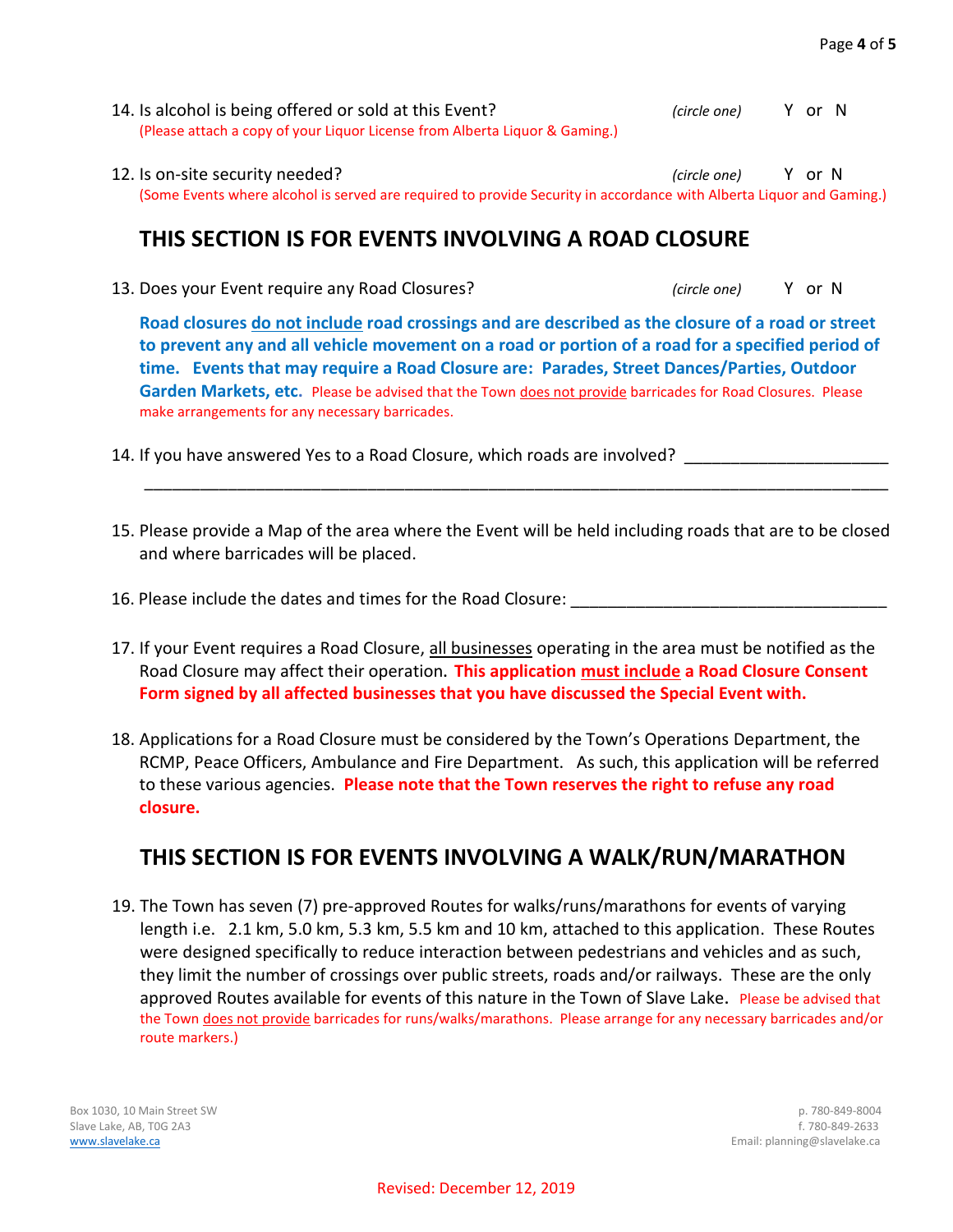14. Is alcohol is being offered or sold at this Event? *(circle one)* Y or N
(Please attach a copy of your Liquor License from Alberta Liquor & Gaming.)

12. Is on-site security needed? *(circle one)* Y or N
(Some Events where alcohol is served are required to provide Security in accordance with Alberta Liquor and Gaming.)

## THIS SECTION IS FOR EVENTS INVOLVING A ROAD CLOSURE

13. Does your Event require any Road Closures? *(circle one)* Y or N

**Road closures do not include road crossings and are described as the closure of a road or street to prevent any and all vehicle movement on a road or portion of a road for a specified period of time. Events that may require a Road Closure are: Parades, Street Dances/Parties, Outdoor Garden Markets, etc.** Please be advised that the Town does not provide barricades for Road Closures. Please make arrangements for any necessary barricades.

14. If you have answered Yes to a Road Closure, which roads are involved? ______________________
_______________________________________________________________________________

15. Please provide a Map of the area where the Event will be held including roads that are to be closed and where barricades will be placed.

16. Please include the dates and times for the Road Closure: __________________________________

17. If your Event requires a Road Closure, all businesses operating in the area must be notified as the Road Closure may affect their operation. **This application must include a Road Closure Consent Form signed by all affected businesses that you have discussed the Special Event with.**

18. Applications for a Road Closure must be considered by the Town's Operations Department, the RCMP, Peace Officers, Ambulance and Fire Department. As such, this application will be referred to these various agencies. **Please note that the Town reserves the right to refuse any road closure.**

## THIS SECTION IS FOR EVENTS INVOLVING A WALK/RUN/MARATHON

19. The Town has seven (7) pre-approved Routes for walks/runs/marathons for events of varying length i.e. 2.1 km, 5.0 km, 5.3 km, 5.5 km and 10 km, attached to this application. These Routes were designed specifically to reduce interaction between pedestrians and vehicles and as such, they limit the number of crossings over public streets, roads and/or railways. These are the only approved Routes available for events of this nature in the Town of Slave Lake. Please be advised that the Town does not provide barricades for runs/walks/marathons. Please arrange for any necessary barricades and/or route markers.)

Box 1030, 10 Main Street SW
Slave Lake, AB, T0G 2A3
www.slavelake.ca

p. 780-849-8004
f. 780-849-2633
Email: planning@slavelake.ca

Revised: December 12, 2019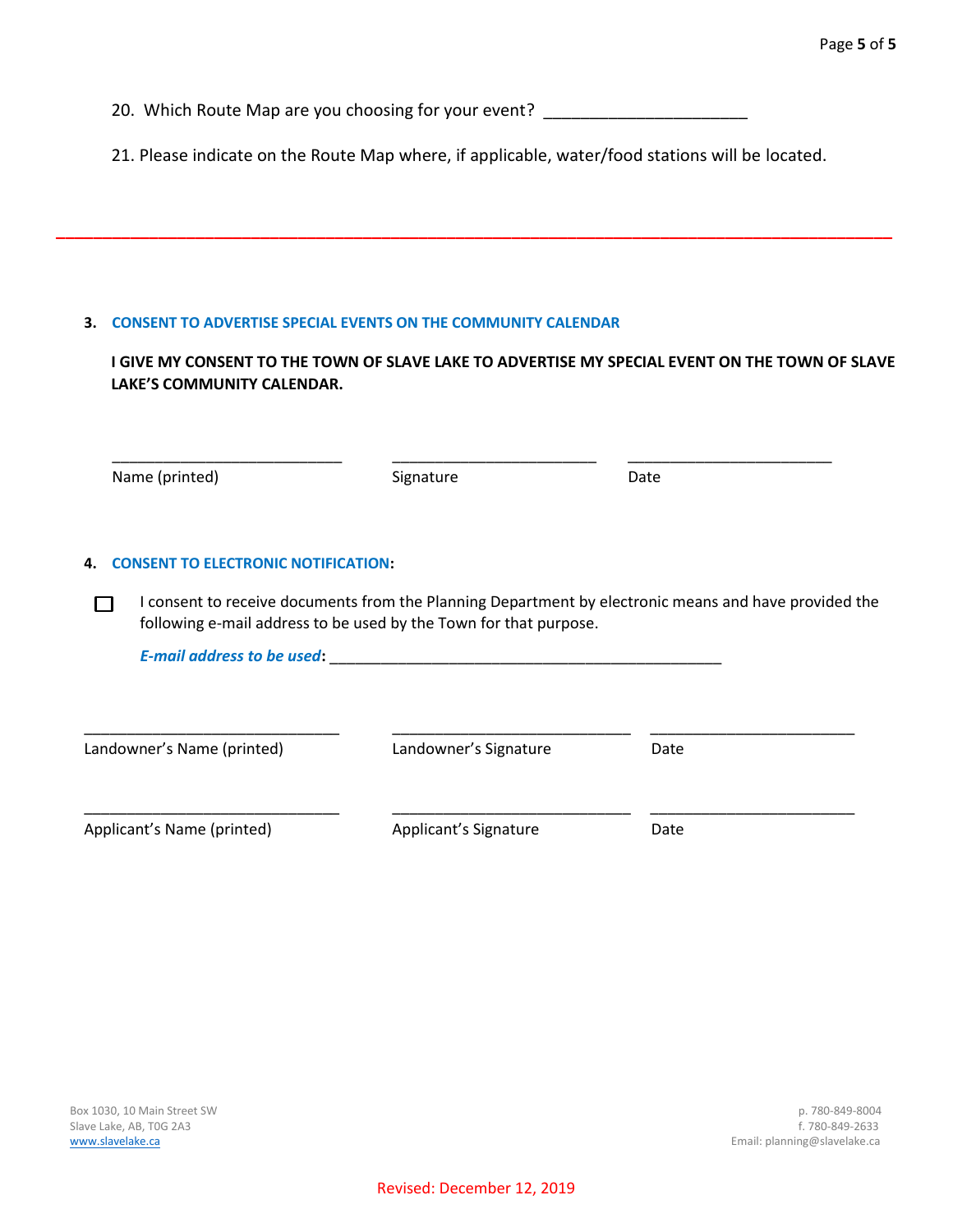20. Which Route Map are you choosing for your event? ______________________

21. Please indicate on the Route Map where, if applicable, water/food stations will be located.

---

## 3. CONSENT TO ADVERTISE SPECIAL EVENTS ON THE COMMUNITY CALENDAR

**I GIVE MY CONSENT TO THE TOWN OF SLAVE LAKE TO ADVERTISE MY SPECIAL EVENT ON THE TOWN OF SLAVE LAKE'S COMMUNITY CALENDAR.**

| | | |
|---|---|---|
| ___________________________ | ________________________ | ________________________ |
| Name (printed) | Signature | Date |

## 4. CONSENT TO ELECTRONIC NOTIFICATION:

☐ I consent to receive documents from the Planning Department by electronic means and have provided the following e-mail address to be used by the Town for that purpose.

***E-mail address to be used*:** _______________________________________________

| | | |
|---|---|---|
| ______________________________ | ____________________________ | ________________________ |
| Landowner's Name (printed) | Landowner's Signature | Date |
| ______________________________ | ____________________________ | ________________________ |
| Applicant's Name (printed) | Applicant's Signature | Date |

Box 1030, 10 Main Street SW
Slave Lake, AB, T0G 2A3
www.slavelake.ca

p. 780-849-8004
f. 780-849-2633
Email: planning@slavelake.ca

Revised: December 12, 2019